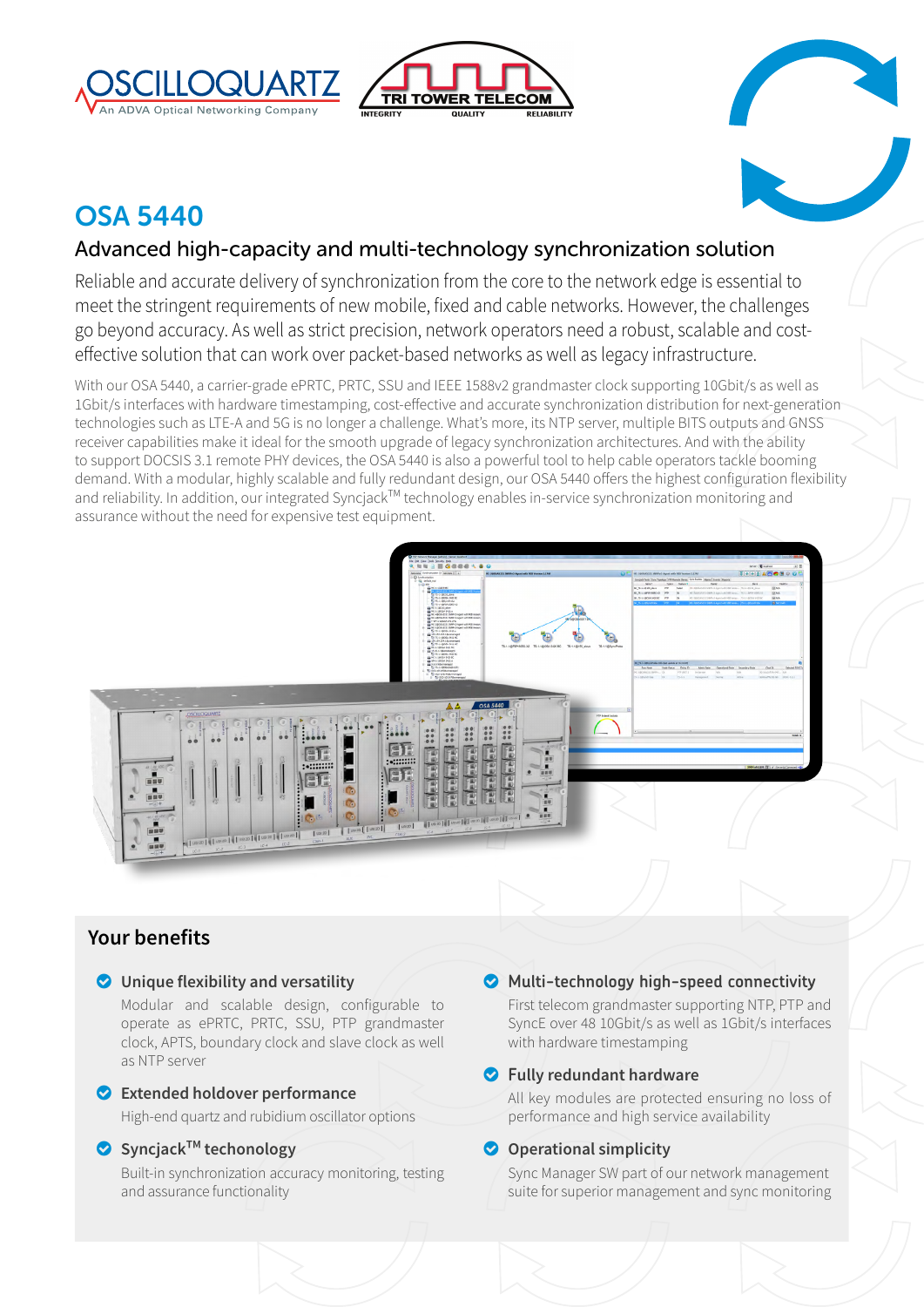# OSA 5440

## Advanced high-capacity and multi-technology synchronization solution

Reliable and accurate delivery of synchronization from the core to the network edge is essential to meet the stringent requirements of new mobile, fixed and cable networks. However, the challenges go beyond accuracy. As well as strict precision, network operators need a robust, scalable and cost-effective solution that can work over packet-based networks as well as legacy infrastructure.

With our OSA 5440, a carrier-grade ePRTC, PRTC, SSU and IEEE 1588v2 grandmaster clock supporting 10Gbit/s as well as 1Gbit/s interfaces with hardware timestamping, cost-effective and accurate synchronization distribution for next-generation technologies such as LTE-A and 5G is no longer a challenge. What's more, its NTP server, multiple BITS outputs and GNSS receiver capabilities make it ideal for the smooth upgrade of legacy synchronization architectures. And with the ability to support DOCSIS 3.1 remote PHY devices, the OSA 5440 is also a powerful tool to help cable operators tackle booming demand. With a modular, highly scalable and fully redundant design, our OSA 5440 offers the highest configuration flexibility and reliability. In addition, our integrated Syncjack™ technology enables in-service synchronization monitoring and assurance without the need for expensive test equipment.

## Your benefits

- **Unique flexibility and versatility**
  Modular and scalable design, configurable to operate as ePRTC, PRTC, SSU, PTP grandmaster clock, APTS, boundary clock and slave clock as well as NTP server

- **Extended holdover performance**
  High-end quartz and rubidium oscillator options

- **Syncjack™ techonology**
  Built-in synchronization accuracy monitoring, testing and assurance functionality

- **Multi-technology high-speed connectivity**
  First telecom grandmaster supporting NTP, PTP and SyncE over 48 10Gbit/s as well as 1Gbit/s interfaces with hardware timestamping

- **Fully redundant hardware**
  All key modules are protected ensuring no loss of performance and high service availability

- **Operational simplicity**
  Sync Manager SW part of our network management suite for superior management and sync monitoring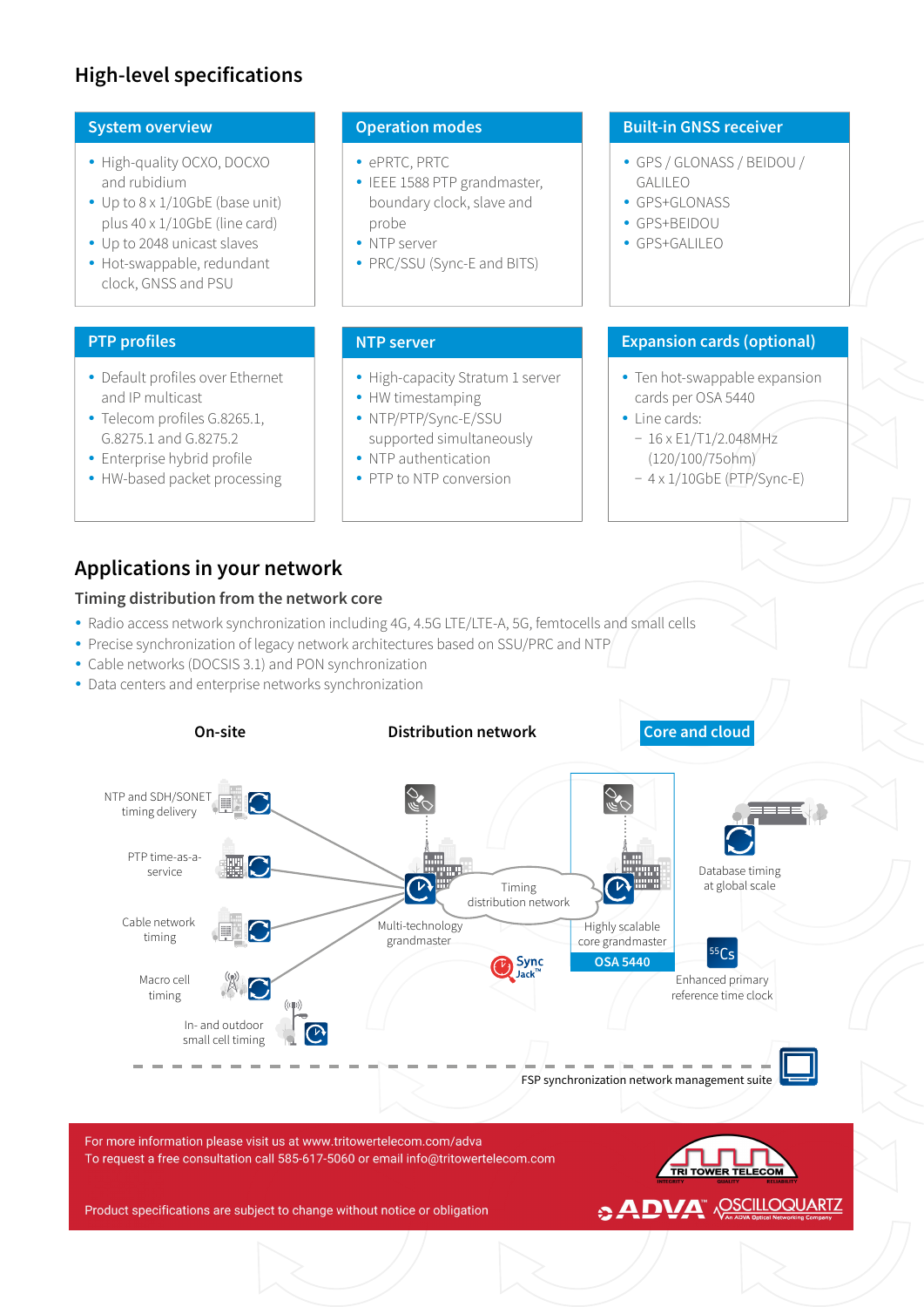## High-level specifications

### System overview

- High-quality OCXO, DOCXO and rubidium
- Up to 8 x 1/10GbE (base unit) plus 40 x 1/10GbE (line card)
- Up to 2048 unicast slaves
- Hot-swappable, redundant clock, GNSS and PSU

### Operation modes

- ePRTC, PRTC
- IEEE 1588 PTP grandmaster, boundary clock, slave and probe
- NTP server
- PRC/SSU (Sync-E and BITS)

### Built-in GNSS receiver

- GPS / GLONASS / BEIDOU / GALILEO
- GPS+GLONASS
- GPS+BEIDOU
- GPS+GALILEO

### PTP profiles

- Default profiles over Ethernet and IP multicast
- Telecom profiles G.8265.1, G.8275.1 and G.8275.2
- Enterprise hybrid profile
- HW-based packet processing

### NTP server

- High-capacity Stratum 1 server
- HW timestamping
- NTP/PTP/Sync-E/SSU supported simultaneously
- NTP authentication
- PTP to NTP conversion

### Expansion cards (optional)

- Ten hot-swappable expansion cards per OSA 5440
- Line cards:
  - 16 x E1/T1/2.048MHz (120/100/75ohm)
  - 4 x 1/10GbE (PTP/Sync-E)

## Applications in your network

### Timing distribution from the network core

- Radio access network synchronization including 4G, 4.5G LTE/LTE-A, 5G, femtocells and small cells
- Precise synchronization of legacy network architectures based on SSU/PRC and NTP
- Cable networks (DOCSIS 3.1) and PON synchronization
- Data centers and enterprise networks synchronization

**On-site** | **Distribution network** | **Core and cloud**

NTP and SDH/SONET timing delivery

PTP time-as-a-service

Cable network timing

Macro cell timing

In- and outdoor small cell timing

Multi-technology grandmaster

Timing distribution network

Sync Jack™

Highly scalable core grandmaster

OSA 5440

Database timing at global scale

Enhanced primary reference time clock

FSP synchronization network management suite

For more information please visit us at www.tritowertelecom.com/adva
To request a free consultation call 585-617-5060 or email info@tritowertelecom.com

Product specifications are subject to change without notice or obligation

TRI TOWER TELECOM

ADVA™ OSCILLOQUARTZ An ADVA Optical Networking Company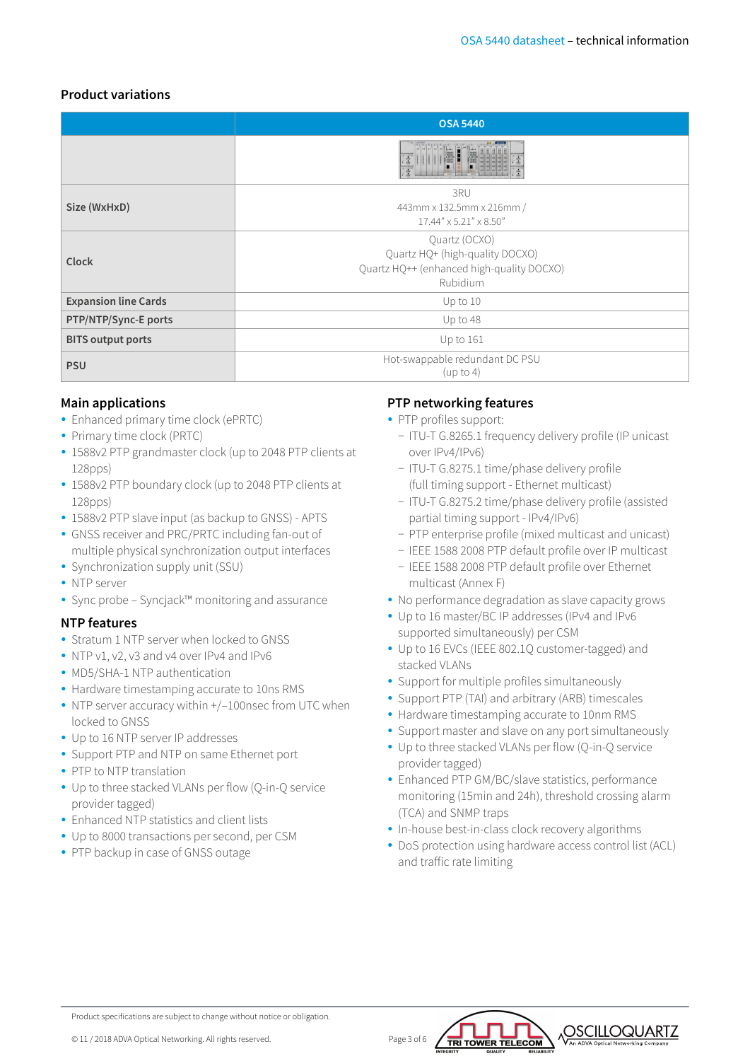## Product variations

| | OSA 5440 |
|---|---|
| | |
| **Size (WxHxD)** | 3RU<br>443mm x 132.5mm x 216mm /<br>17.44" x 5.21" x 8.50" |
| **Clock** | Quartz (OCXO)<br>Quartz HQ+ (high-quality DOCXO)<br>Quartz HQ++ (enhanced high-quality DOCXO)<br>Rubidium |
| **Expansion line Cards** | Up to 10 |
| **PTP/NTP/Sync-E ports** | Up to 48 |
| **BITS output ports** | Up to 161 |
| **PSU** | Hot-swappable redundant DC PSU<br>(up to 4) |

## Main applications

- Enhanced primary time clock (ePRTC)
- Primary time clock (PRTC)
- 1588v2 PTP grandmaster clock (up to 2048 PTP clients at 128pps)
- 1588v2 PTP boundary clock (up to 2048 PTP clients at 128pps)
- 1588v2 PTP slave input (as backup to GNSS) - APTS
- GNSS receiver and PRC/PRTC including fan-out of multiple physical synchronization output interfaces
- Synchronization supply unit (SSU)
- NTP server
- Sync probe – Syncjack™ monitoring and assurance

## NTP features

- Stratum 1 NTP server when locked to GNSS
- NTP v1, v2, v3 and v4 over IPv4 and IPv6
- MD5/SHA-1 NTP authentication
- Hardware timestamping accurate to 10ns RMS
- NTP server accuracy within +/–100nsec from UTC when locked to GNSS
- Up to 16 NTP server IP addresses
- Support PTP and NTP on same Ethernet port
- PTP to NTP translation
- Up to three stacked VLANs per flow (Q-in-Q service provider tagged)
- Enhanced NTP statistics and client lists
- Up to 8000 transactions per second, per CSM
- PTP backup in case of GNSS outage

## PTP networking features

- PTP profiles support:
  - ITU-T G.8265.1 frequency delivery profile (IP unicast over IPv4/IPv6)
  - ITU-T G.8275.1 time/phase delivery profile (full timing support - Ethernet multicast)
  - ITU-T G.8275.2 time/phase delivery profile (assisted partial timing support - IPv4/IPv6)
  - PTP enterprise profile (mixed multicast and unicast)
  - IEEE 1588 2008 PTP default profile over IP multicast
  - IEEE 1588 2008 PTP default profile over Ethernet multicast (Annex F)
- No performance degradation as slave capacity grows
- Up to 16 master/BC IP addresses (IPv4 and IPv6 supported simultaneously) per CSM
- Up to 16 EVCs (IEEE 802.1Q customer-tagged) and stacked VLANs
- Support for multiple profiles simultaneously
- Support PTP (TAI) and arbitrary (ARB) timescales
- Hardware timestamping accurate to 10nm RMS
- Support master and slave on any port simultaneously
- Up to three stacked VLANs per flow (Q-in-Q service provider tagged)
- Enhanced PTP GM/BC/slave statistics, performance monitoring (15min and 24h), threshold crossing alarm (TCA) and SNMP traps
- In-house best-in-class clock recovery algorithms
- DoS protection using hardware access control list (ACL) and traffic rate limiting

Product specifications are subject to change without notice or obligation.

© 11 / 2018 ADVA Optical Networking. All rights reserved.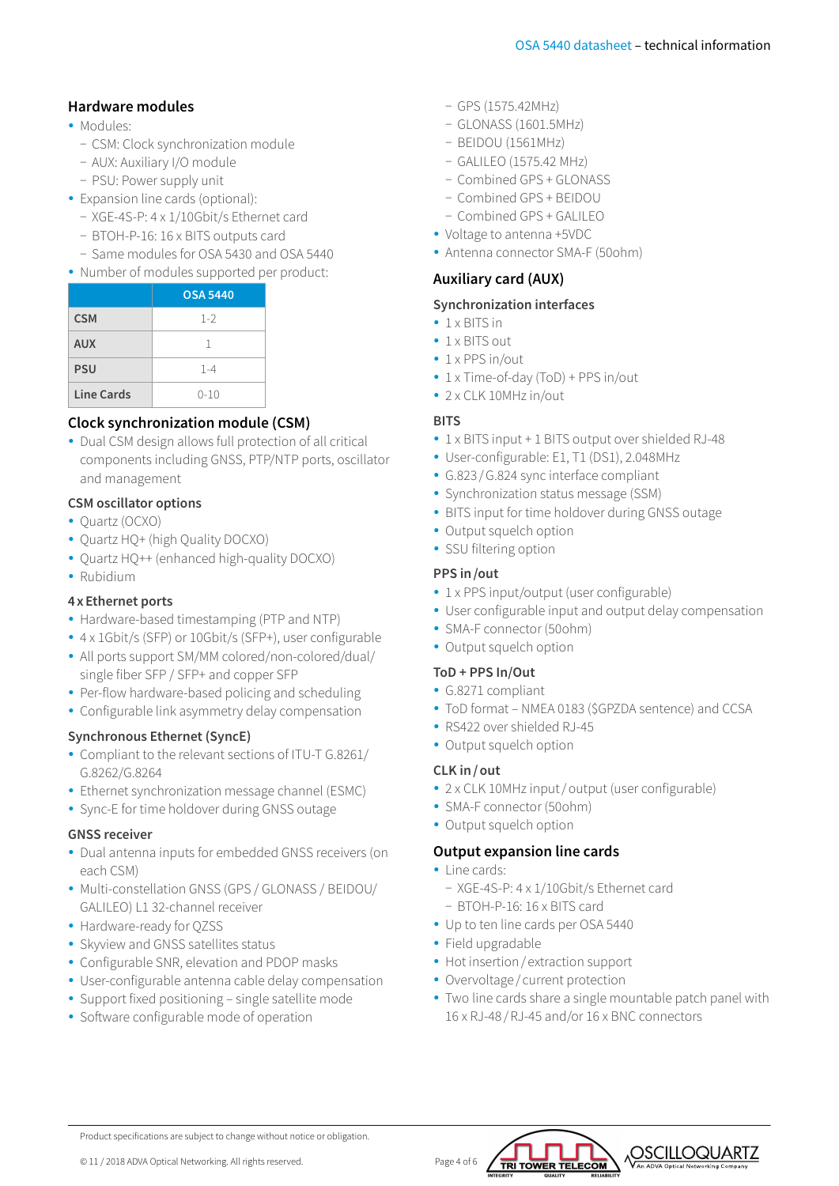## Hardware modules

- Modules:
  - CSM: Clock synchronization module
  - AUX: Auxiliary I/O module
  - PSU: Power supply unit
- Expansion line cards (optional):
  - XGE-4S-P: 4 x 1/10Gbit/s Ethernet card
  - BTOH-P-16: 16 x BITS outputs card
  - Same modules for OSA 5430 and OSA 5440
- Number of modules supported per product:

| | OSA 5440 |
|---|---|
| **CSM** | 1-2 |
| **AUX** | 1 |
| **PSU** | 1-4 |
| **Line Cards** | 0-10 |

## Clock synchronization module (CSM)

- Dual CSM design allows full protection of all critical components including GNSS, PTP/NTP ports, oscillator and management

### CSM oscillator options

- Quartz (OCXO)
- Quartz HQ+ (high Quality DOCXO)
- Quartz HQ++ (enhanced high-quality DOCXO)
- Rubidium

### 4 x Ethernet ports

- Hardware-based timestamping (PTP and NTP)
- 4 x 1Gbit/s (SFP) or 10Gbit/s (SFP+), user configurable
- All ports support SM/MM colored/non-colored/dual/ single fiber SFP / SFP+ and copper SFP
- Per-flow hardware-based policing and scheduling
- Configurable link asymmetry delay compensation

### Synchronous Ethernet (SyncE)

- Compliant to the relevant sections of ITU-T G.8261/ G.8262/G.8264
- Ethernet synchronization message channel (ESMC)
- Sync-E for time holdover during GNSS outage

### GNSS receiver

- Dual antenna inputs for embedded GNSS receivers (on each CSM)
- Multi-constellation GNSS (GPS / GLONASS / BEIDOU/ GALILEO) L1 32-channel receiver
- Hardware-ready for QZSS
- Skyview and GNSS satellites status
- Configurable SNR, elevation and PDOP masks
- User-configurable antenna cable delay compensation
- Support fixed positioning – single satellite mode
- Software configurable mode of operation
  - GPS (1575.42MHz)
  - GLONASS (1601.5MHz)
  - BEIDOU (1561MHz)
  - GALILEO (1575.42 MHz)
  - Combined GPS + GLONASS
  - Combined GPS + BEIDOU
  - Combined GPS + GALILEO
- Voltage to antenna +5VDC
- Antenna connector SMA-F (50ohm)

## Auxiliary card (AUX)

### Synchronization interfaces

- 1 x BITS in
- 1 x BITS out
- 1 x PPS in/out
- 1 x Time-of-day (ToD) + PPS in/out
- 2 x CLK 10MHz in/out

### BITS

- 1 x BITS input + 1 BITS output over shielded RJ-48
- User-configurable: E1, T1 (DS1), 2.048MHz
- G.823 / G.824 sync interface compliant
- Synchronization status message (SSM)
- BITS input for time holdover during GNSS outage
- Output squelch option
- SSU filtering option

### PPS in /out

- 1 x PPS input/output (user configurable)
- User configurable input and output delay compensation
- SMA-F connector (50ohm)
- Output squelch option

### ToD + PPS In/Out

- G.8271 compliant
- ToD format – NMEA 0183 ($GPZDA sentence) and CCSA
- RS422 over shielded RJ-45
- Output squelch option

### CLK in / out

- 2 x CLK 10MHz input / output (user configurable)
- SMA-F connector (50ohm)
- Output squelch option

## Output expansion line cards

- Line cards:
  - XGE-4S-P: 4 x 1/10Gbit/s Ethernet card
  - BTOH-P-16: 16 x BITS card
- Up to ten line cards per OSA 5440
- Field upgradable
- Hot insertion / extraction support
- Overvoltage / current protection
- Two line cards share a single mountable patch panel with 16 x RJ-48 / RJ-45 and/or 16 x BNC connectors

Product specifications are subject to change without notice or obligation.

© 11 / 2018 ADVA Optical Networking. All rights reserved.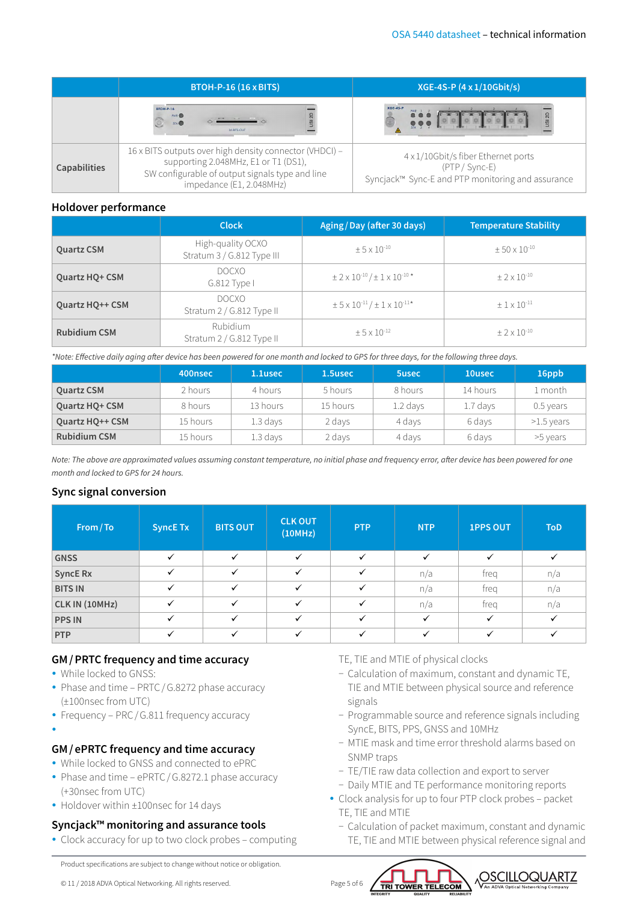| | BTOH-P-16 (16 x BITS) | XGE-4S-P (4 x 1/10Gbit/s) |
|---|---|---|
| | | |
| **Capabilities** | 16 x BITS outputs over high density connector (VHDCI) – supporting 2.048MHz, E1 or T1 (DS1), SW configurable of output signals type and line impedance (E1, 2.048MHz) | 4 x 1/10Gbit/s fiber Ethernet ports (PTP / Sync-E) Syncjack™ Sync-E and PTP monitoring and assurance |

## Holdover performance

| | Clock | Aging / Day (after 30 days) | Temperature Stability |
|---|---|---|---|
| **Quartz CSM** | High-quality OCXO Stratum 3 / G.812 Type III | $\pm 5 \times 10^{-10}$ | $\pm 50 \times 10^{-10}$ |
| **Quartz HQ+ CSM** | DOCXO G.812 Type I | $\pm 2 \times 10^{-10}$ / $\pm 1 \times 10^{-10}$ * | $\pm 2 \times 10^{-10}$ |
| **Quartz HQ++ CSM** | DOCXO Stratum 2 / G.812 Type II | $\pm 5 \times 10^{-11}$ / $\pm 1 \times 10^{-11}$* | $\pm 1 \times 10^{-11}$ |
| **Rubidium CSM** | Rubidium Stratum 2 / G.812 Type II | $\pm 5 \times 10^{-12}$ | $\pm 2 \times 10^{-10}$ |

*\*Note: Effective daily aging after device has been powered for one month and locked to GPS for three days, for the following three days.*

| | 400nsec | 1.1usec | 1.5usec | 5usec | 10usec | 16ppb |
|---|---|---|---|---|---|---|
| **Quartz CSM** | 2 hours | 4 hours | 5 hours | 8 hours | 14 hours | 1 month |
| **Quartz HQ+ CSM** | 8 hours | 13 hours | 15 hours | 1.2 days | 1.7 days | 0.5 years |
| **Quartz HQ++ CSM** | 15 hours | 1.3 days | 2 days | 4 days | 6 days | >1.5 years |
| **Rubidium CSM** | 15 hours | 1.3 days | 2 days | 4 days | 6 days | >5 years |

*Note: The above are approximated values assuming constant temperature, no initial phase and frequency error, after device has been powered for one month and locked to GPS for 24 hours.*

## Sync signal conversion

| From / To | SyncE Tx | BITS OUT | CLK OUT (10MHz) | PTP | NTP | 1PPS OUT | ToD |
|---|---|---|---|---|---|---|---|
| **GNSS** | ✓ | ✓ | ✓ | ✓ | ✓ | ✓ | ✓ |
| **SyncE Rx** | ✓ | ✓ | ✓ | ✓ | n/a | freq | n/a |
| **BITS IN** | ✓ | ✓ | ✓ | ✓ | n/a | freq | n/a |
| **CLK IN (10MHz)** | ✓ | ✓ | ✓ | ✓ | n/a | freq | n/a |
| **PPS IN** | ✓ | ✓ | ✓ | ✓ | ✓ | ✓ | ✓ |
| **PTP** | ✓ | ✓ | ✓ | ✓ | ✓ | ✓ | ✓ |

## GM / PRTC frequency and time accuracy

- While locked to GNSS:
- Phase and time – PRTC / G.8272 phase accuracy (±100nsec from UTC)
- Frequency – PRC / G.811 frequency accuracy
-

## GM / ePRTC frequency and time accuracy

- While locked to GNSS and connected to ePRC
- Phase and time – ePRTC / G.8272.1 phase accuracy (+30nsec from UTC)
- Holdover within ±100nsec for 14 days

## Syncjack™ monitoring and assurance tools

- Clock accuracy for up to two clock probes – computing TE, TIE and MTIE of physical clocks
  - Calculation of maximum, constant and dynamic TE, TIE and MTIE between physical source and reference signals
  - Programmable source and reference signals including SyncE, BITS, PPS, GNSS and 10MHz
  - MTIE mask and time error threshold alarms based on SNMP traps
  - TE/TIE raw data collection and export to server
  - Daily MTIE and TE performance monitoring reports
- Clock analysis for up to four PTP clock probes – packet TE, TIE and MTIE
  - Calculation of packet maximum, constant and dynamic TE, TIE and MTIE between physical reference signal and

Product specifications are subject to change without notice or obligation.

© 11 / 2018 ADVA Optical Networking. All rights reserved.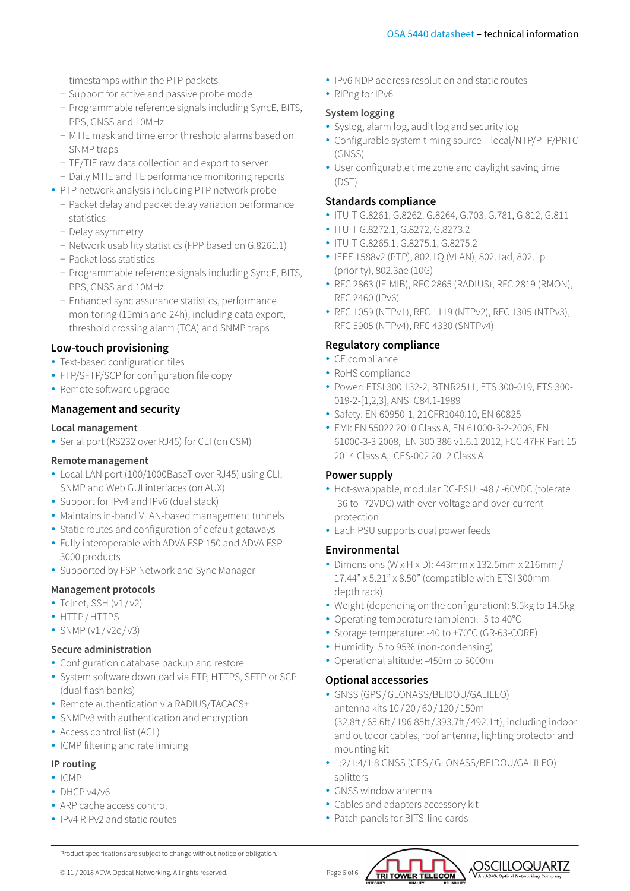timestamps within the PTP packets
  - Support for active and passive probe mode
  - Programmable reference signals including SyncE, BITS, PPS, GNSS and 10MHz
  - MTIE mask and time error threshold alarms based on SNMP traps
  - TE/TIE raw data collection and export to server
  - Daily MTIE and TE performance monitoring reports
- PTP network analysis including PTP network probe
  - Packet delay and packet delay variation performance statistics
  - Delay asymmetry
  - Network usability statistics (FPP based on G.8261.1)
  - Packet loss statistics
  - Programmable reference signals including SyncE, BITS, PPS, GNSS and 10MHz
  - Enhanced sync assurance statistics, performance monitoring (15min and 24h), including data export, threshold crossing alarm (TCA) and SNMP traps

## Low-touch provisioning

- Text-based configuration files
- FTP/SFTP/SCP for configuration file copy
- Remote software upgrade

## Management and security

### Local management

- Serial port (RS232 over RJ45) for CLI (on CSM)

### Remote management

- Local LAN port (100/1000BaseT over RJ45) using CLI, SNMP and Web GUI interfaces (on AUX)
- Support for IPv4 and IPv6 (dual stack)
- Maintains in-band VLAN-based management tunnels
- Static routes and configuration of default getaways
- Fully interoperable with ADVA FSP 150 and ADVA FSP 3000 products
- Supported by FSP Network and Sync Manager

### Management protocols

- Telnet, SSH (v1 / v2)
- HTTP / HTTPS
- SNMP (v1 / v2c / v3)

### Secure administration

- Configuration database backup and restore
- System software download via FTP, HTTPS, SFTP or SCP (dual flash banks)
- Remote authentication via RADIUS/TACACS+
- SNMPv3 with authentication and encryption
- Access control list (ACL)
- ICMP filtering and rate limiting

### IP routing

- ICMP
- DHCP v4/v6
- ARP cache access control
- IPv4 RIPv2 and static routes
- IPv6 NDP address resolution and static routes
- RIPng for IPv6

### System logging

- Syslog, alarm log, audit log and security log
- Configurable system timing source – local/NTP/PTP/PRTC (GNSS)
- User configurable time zone and daylight saving time (DST)

## Standards compliance

- ITU-T G.8261, G.8262, G.8264, G.703, G.781, G.812, G.811
- ITU-T G.8272.1, G.8272, G.8273.2
- ITU-T G.8265.1, G.8275.1, G.8275.2
- IEEE 1588v2 (PTP), 802.1Q (VLAN), 802.1ad, 802.1p (priority), 802.3ae (10G)
- RFC 2863 (IF-MIB), RFC 2865 (RADIUS), RFC 2819 (RMON), RFC 2460 (IPv6)
- RFC 1059 (NTPv1), RFC 1119 (NTPv2), RFC 1305 (NTPv3), RFC 5905 (NTPv4), RFC 4330 (SNTPv4)

## Regulatory compliance

- CE compliance
- RoHS compliance
- Power: ETSI 300 132-2, BTNR2511, ETS 300-019, ETS 300-019-2-[1,2,3], ANSI C84.1-1989
- Safety: EN 60950-1, 21CFR1040.10, EN 60825
- EMI: EN 55022 2010 Class A, EN 61000-3-2-2006, EN 61000-3-3 2008, EN 300 386 v1.6.1 2012, FCC 47FR Part 15 2014 Class A, ICES-002 2012 Class A

## Power supply

- Hot-swappable, modular DC-PSU: -48 / -60VDC (tolerate -36 to -72VDC) with over-voltage and over-current protection
- Each PSU supports dual power feeds

## Environmental

- Dimensions (W x H x D): 443mm x 132.5mm x 216mm / 17.44" x 5.21" x 8.50" (compatible with ETSI 300mm depth rack)
- Weight (depending on the configuration): 8.5kg to 14.5kg
- Operating temperature (ambient): -5 to 40°C
- Storage temperature: -40 to +70°C (GR-63-CORE)
- Humidity: 5 to 95% (non-condensing)
- Operational altitude: -450m to 5000m

## Optional accessories

- GNSS (GPS / GLONASS/BEIDOU/GALILEO) antenna kits 10 / 20 / 60 / 120 / 150m (32.8ft / 65.6ft / 196.85ft / 393.7ft / 492.1ft), including indoor and outdoor cables, roof antenna, lighting protector and mounting kit
- 1:2/1:4/1:8 GNSS (GPS / GLONASS/BEIDOU/GALILEO) splitters
- GNSS window antenna
- Cables and adapters accessory kit
- Patch panels for BITS line cards

Product specifications are subject to change without notice or obligation.

© 11 / 2018 ADVA Optical Networking. All rights reserved.